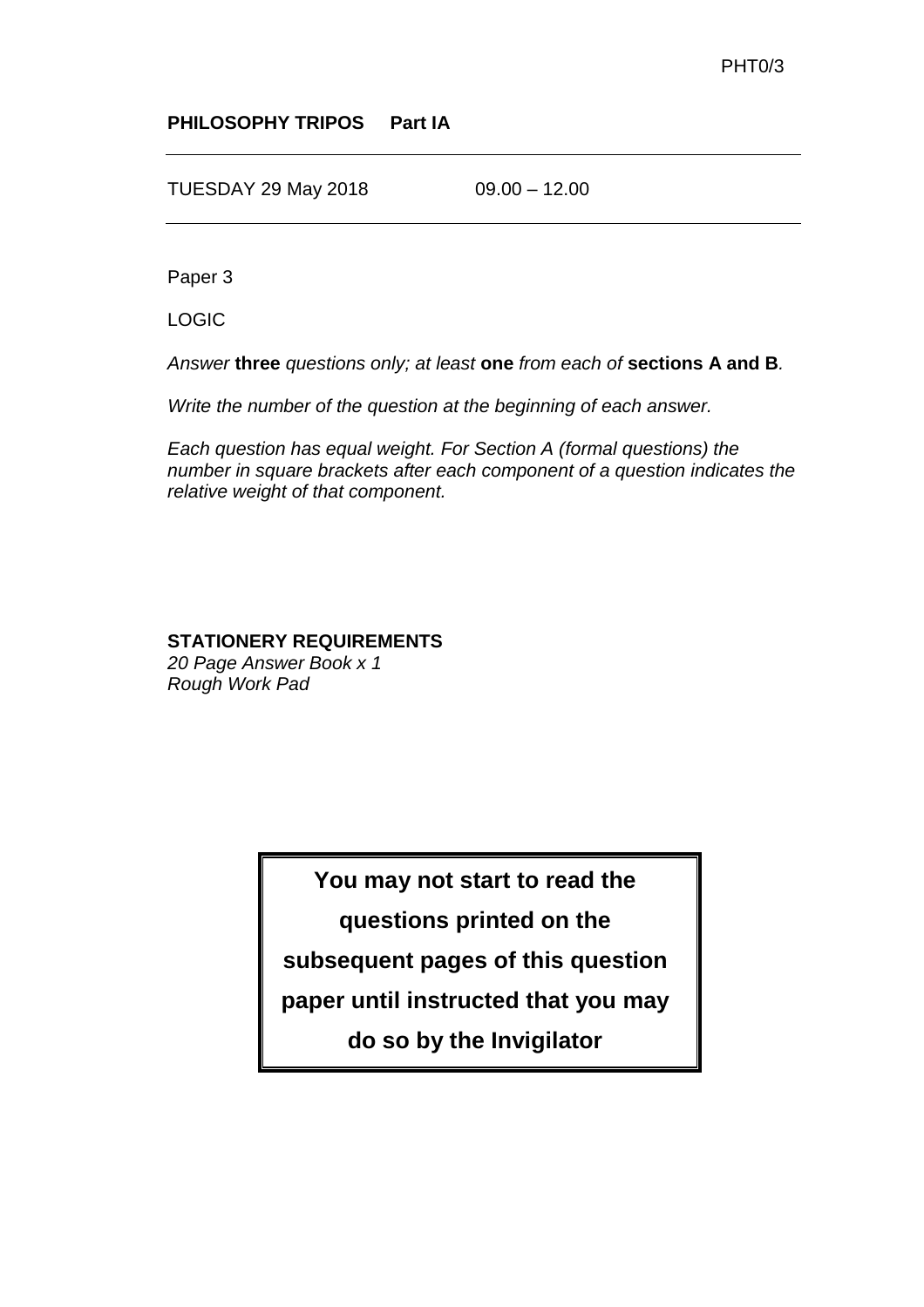PHT0/3

**PHILOSOPHY TRIPOS Part IA**

---

TUESDAY 29 May 2018 09.00 – 12.00

---

Paper 3

LOGIC

*Answer* **three** *questions only; at least* **one** *from each of* **sections A and B***.*

*Write the number of the question at the beginning of each answer.*

*Each question has equal weight. For Section A (formal questions) the number in square brackets after each component of a question indicates the relative weight of that component.*

**STATIONERY REQUIREMENTS**
*20 Page Answer Book x 1*
*Rough Work Pad*

**You may not start to read the questions printed on the subsequent pages of this question paper until instructed that you may do so by the Invigilator**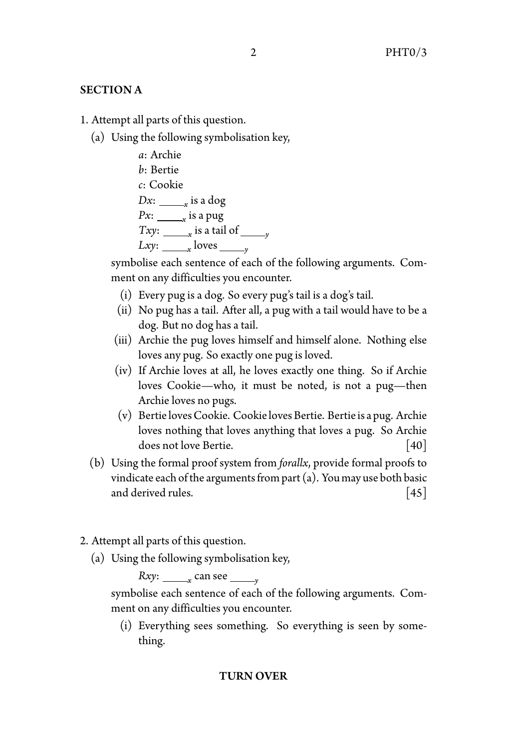## SECTION A

1. Attempt all parts of this question.

   (a) Using the following symbolisation key,

   $a$: Archie
   $b$: Bertie
   $c$: Cookie
   $Dx$: \_\_\_\_$_x$ is a dog
   $Px$: \_\_\_\_$_x$ is a pug
   $Txy$: \_\_\_\_$_x$ is a tail of \_\_\_\_$_y$
   $Lxy$: \_\_\_\_$_x$ loves \_\_\_\_$_y$

   symbolise each sentence of each of the following arguments. Comment on any difficulties you encounter.

   (i) Every pug is a dog. So every pug's tail is a dog's tail.

   (ii) No pug has a tail. After all, a pug with a tail would have to be a dog. But no dog has a tail.

   (iii) Archie the pug loves himself and himself alone. Nothing else loves any pug. So exactly one pug is loved.

   (iv) If Archie loves at all, he loves exactly one thing. So if Archie loves Cookie—who, it must be noted, is not a pug—then Archie loves no pugs.

   (v) Bertie loves Cookie. Cookie loves Bertie. Bertie is a pug. Archie loves nothing that loves anything that loves a pug. So Archie does not love Bertie. [40]

   (b) Using the formal proof system from *forallx*, provide formal proofs to vindicate each of the arguments from part (a). You may use both basic and derived rules. [45]

2. Attempt all parts of this question.

   (a) Using the following symbolisation key,

   $Rxy$: \_\_\_\_$_x$ can see \_\_\_\_$_y$

   symbolise each sentence of each of the following arguments. Comment on any difficulties you encounter.

   (i) Everything sees something. So everything is seen by something.

**TURN OVER**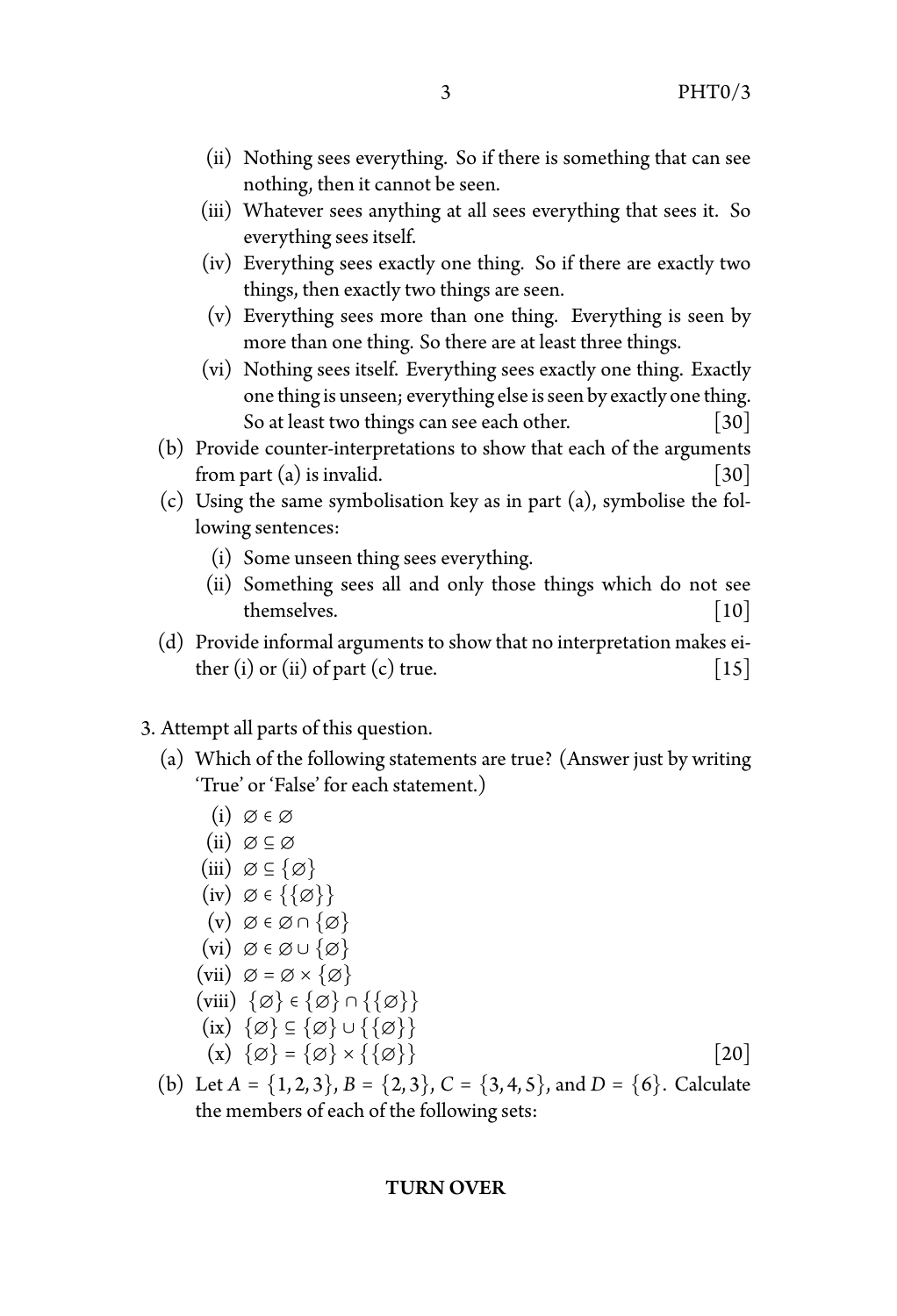(ii) Nothing sees everything. So if there is something that can see nothing, then it cannot be seen.

(iii) Whatever sees anything at all sees everything that sees it. So everything sees itself.

(iv) Everything sees exactly one thing. So if there are exactly two things, then exactly two things are seen.

(v) Everything sees more than one thing. Everything is seen by more than one thing. So there are at least three things.

(vi) Nothing sees itself. Everything sees exactly one thing. Exactly one thing is unseen; everything else is seen by exactly one thing. So at least two things can see each other. [30]

(b) Provide counter-interpretations to show that each of the arguments from part (a) is invalid. [30]

(c) Using the same symbolisation key as in part (a), symbolise the following sentences:

(i) Some unseen thing sees everything.

(ii) Something sees all and only those things which do not see themselves. [10]

(d) Provide informal arguments to show that no interpretation makes either (i) or (ii) of part (c) true. [15]

3. Attempt all parts of this question.

(a) Which of the following statements are true? (Answer just by writing 'True' or 'False' for each statement.)

(i) $\varnothing \in \varnothing$

(ii) $\varnothing \subseteq \varnothing$

(iii) $\varnothing \subseteq \{\varnothing\}$

(iv) $\varnothing \in \{\{\varnothing\}\}$

(v) $\varnothing \in \varnothing \cap \{\varnothing\}$

(vi) $\varnothing \in \varnothing \cup \{\varnothing\}$

(vii) $\varnothing = \varnothing \times \{\varnothing\}$

(viii) $\{\varnothing\} \in \{\varnothing\} \cap \{\{\varnothing\}\}$

(ix) $\{\varnothing\} \subseteq \{\varnothing\} \cup \{\{\varnothing\}\}$

(x) $\{\varnothing\} = \{\varnothing\} \times \{\{\varnothing\}\}$ [20]

(b) Let $A = \{1, 2, 3\}$, $B = \{2, 3\}$, $C = \{3, 4, 5\}$, and $D = \{6\}$. Calculate the members of each of the following sets:

**TURN OVER**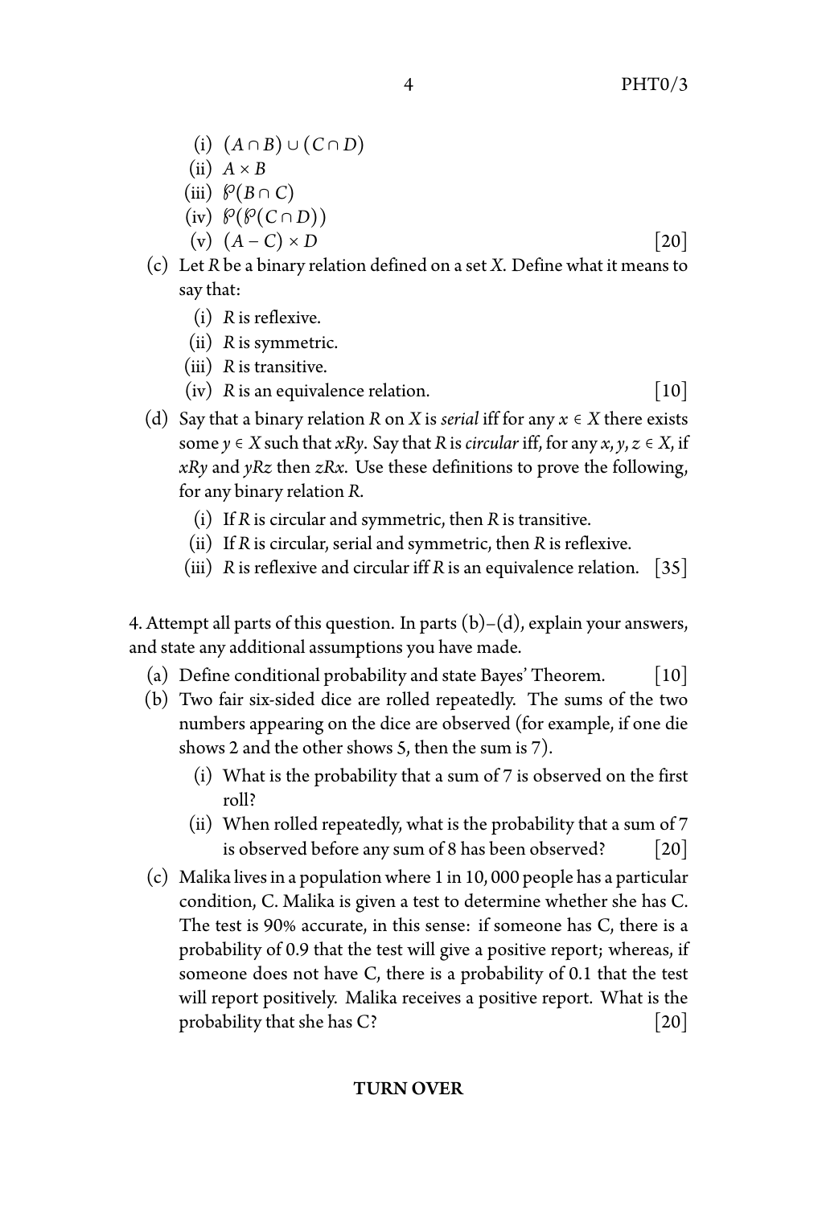(i) $(A \cap B) \cup (C \cap D)$

(ii) $A \times B$

(iii) $\wp(B \cap C)$

(iv) $\wp(\wp(C \cap D))$

(v) $(A - C) \times D$ [20]

(c) Let $R$ be a binary relation defined on a set $X$. Define what it means to say that:

(i) $R$ is reflexive.

(ii) $R$ is symmetric.

(iii) $R$ is transitive.

(iv) $R$ is an equivalence relation. [10]

(d) Say that a binary relation $R$ on $X$ is *serial* iff for any $x \in X$ there exists some $y \in X$ such that $xRy$. Say that $R$ is *circular* iff, for any $x, y, z \in X$, if $xRy$ and $yRz$ then $zRx$. Use these definitions to prove the following, for any binary relation $R$.

(i) If $R$ is circular and symmetric, then $R$ is transitive.

(ii) If $R$ is circular, serial and symmetric, then $R$ is reflexive.

(iii) $R$ is reflexive and circular iff $R$ is an equivalence relation. [35]

4. Attempt all parts of this question. In parts (b)–(d), explain your answers, and state any additional assumptions you have made.

(a) Define conditional probability and state Bayes' Theorem. [10]

(b) Two fair six-sided dice are rolled repeatedly. The sums of the two numbers appearing on the dice are observed (for example, if one die shows 2 and the other shows 5, then the sum is 7).

(i) What is the probability that a sum of 7 is observed on the first roll?

(ii) When rolled repeatedly, what is the probability that a sum of 7 is observed before any sum of 8 has been observed? [20]

(c) Malika lives in a population where 1 in 10,000 people has a particular condition, C. Malika is given a test to determine whether she has C. The test is 90% accurate, in this sense: if someone has C, there is a probability of 0.9 that the test will give a positive report; whereas, if someone does not have C, there is a probability of 0.1 that the test will report positively. Malika receives a positive report. What is the probability that she has C? [20]

**TURN OVER**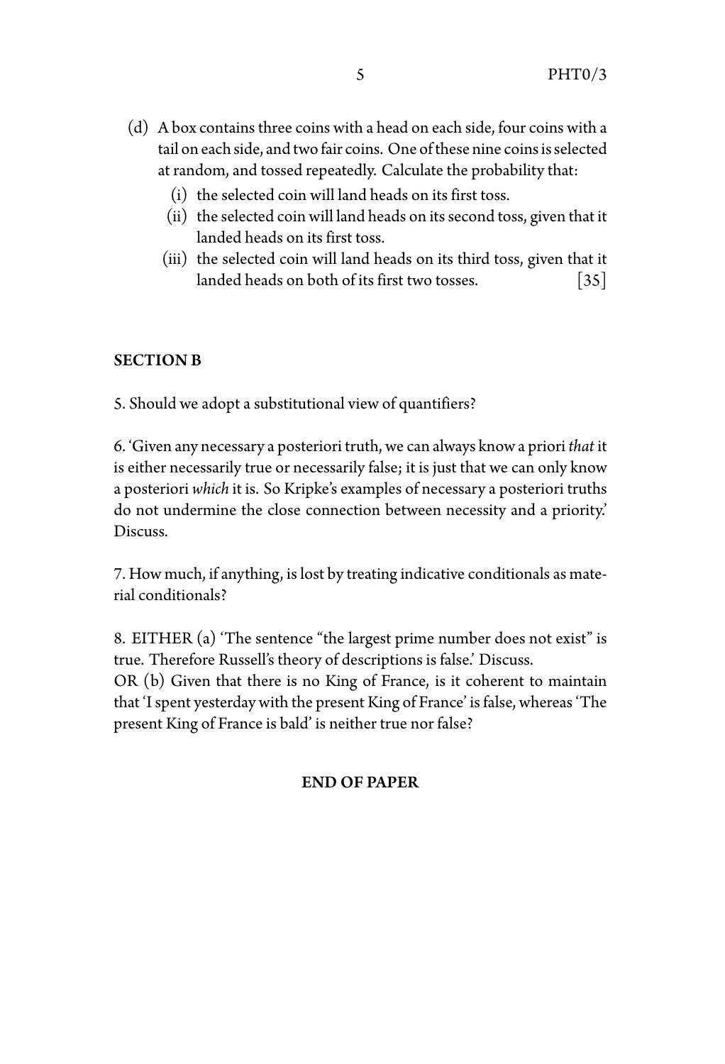(d) A box contains three coins with a head on each side, four coins with a tail on each side, and two fair coins. One of these nine coins is selected at random, and tossed repeatedly. Calculate the probability that:

  (i) the selected coin will land heads on its first toss.

  (ii) the selected coin will land heads on its second toss, given that it landed heads on its first toss.

  (iii) the selected coin will land heads on its third toss, given that it landed heads on both of its first two tosses. [35]

## SECTION B

5. Should we adopt a substitutional view of quantifiers?

6. 'Given any necessary a posteriori truth, we can always know a priori *that* it is either necessarily true or necessarily false; it is just that we can only know a posteriori *which* it is. So Kripke's examples of necessary a posteriori truths do not undermine the close connection between necessity and a priority.' Discuss.

7. How much, if anything, is lost by treating indicative conditionals as material conditionals?

8. EITHER (a) 'The sentence "the largest prime number does not exist" is true. Therefore Russell's theory of descriptions is false.' Discuss.
OR (b) Given that there is no King of France, is it coherent to maintain that 'I spent yesterday with the present King of France' is false, whereas 'The present King of France is bald' is neither true nor false?

**END OF PAPER**